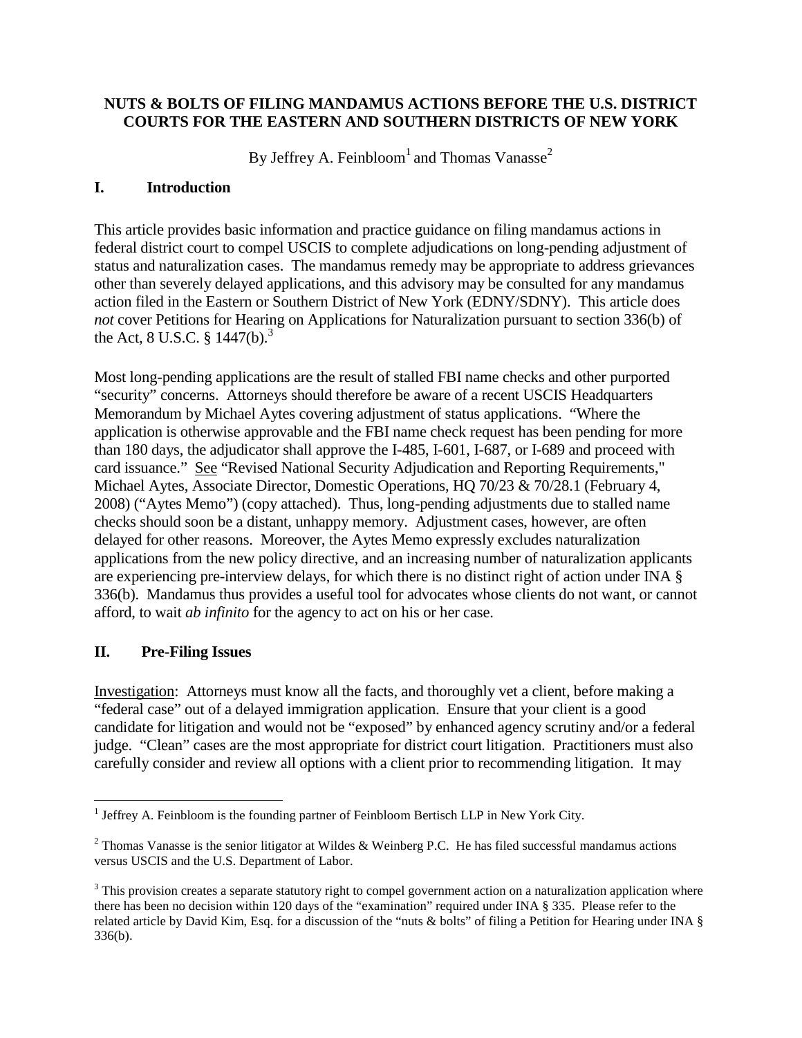# NUTS & BOLTS OF FILING MANDAMUS ACTIONS BEFORE THE U.S. DISTRICT COURTS FOR THE EASTERN AND SOUTHERN DISTRICTS OF NEW YORK

By Jeffrey A. Feinbloom[1] and Thomas Vanasse[2]

## I. Introduction

This article provides basic information and practice guidance on filing mandamus actions in federal district court to compel USCIS to complete adjudications on long-pending adjustment of status and naturalization cases. The mandamus remedy may be appropriate to address grievances other than severely delayed applications, and this advisory may be consulted for any mandamus action filed in the Eastern or Southern District of New York (EDNY/SDNY). This article does *not* cover Petitions for Hearing on Applications for Naturalization pursuant to section 336(b) of the Act, 8 U.S.C. § 1447(b).[3]

Most long-pending applications are the result of stalled FBI name checks and other purported "security" concerns. Attorneys should therefore be aware of a recent USCIS Headquarters Memorandum by Michael Aytes covering adjustment of status applications. "Where the application is otherwise approvable and the FBI name check request has been pending for more than 180 days, the adjudicator shall approve the I-485, I-601, I-687, or I-689 and proceed with card issuance." See "Revised National Security Adjudication and Reporting Requirements," Michael Aytes, Associate Director, Domestic Operations, HQ 70/23 & 70/28.1 (February 4, 2008) ("Aytes Memo") (copy attached). Thus, long-pending adjustments due to stalled name checks should soon be a distant, unhappy memory. Adjustment cases, however, are often delayed for other reasons. Moreover, the Aytes Memo expressly excludes naturalization applications from the new policy directive, and an increasing number of naturalization applicants are experiencing pre-interview delays, for which there is no distinct right of action under INA § 336(b). Mandamus thus provides a useful tool for advocates whose clients do not want, or cannot afford, to wait *ab infinito* for the agency to act on his or her case.

## II. Pre-Filing Issues

Investigation: Attorneys must know all the facts, and thoroughly vet a client, before making a "federal case" out of a delayed immigration application. Ensure that your client is a good candidate for litigation and would not be "exposed" by enhanced agency scrutiny and/or a federal judge. "Clean" cases are the most appropriate for district court litigation. Practitioners must also carefully consider and review all options with a client prior to recommending litigation. It may

---

[1] Jeffrey A. Feinbloom is the founding partner of Feinbloom Bertisch LLP in New York City.

[2] Thomas Vanasse is the senior litigator at Wildes & Weinberg P.C. He has filed successful mandamus actions versus USCIS and the U.S. Department of Labor.

[3] This provision creates a separate statutory right to compel government action on a naturalization application where there has been no decision within 120 days of the "examination" required under INA § 335. Please refer to the related article by David Kim, Esq. for a discussion of the "nuts & bolts" of filing a Petition for Hearing under INA § 336(b).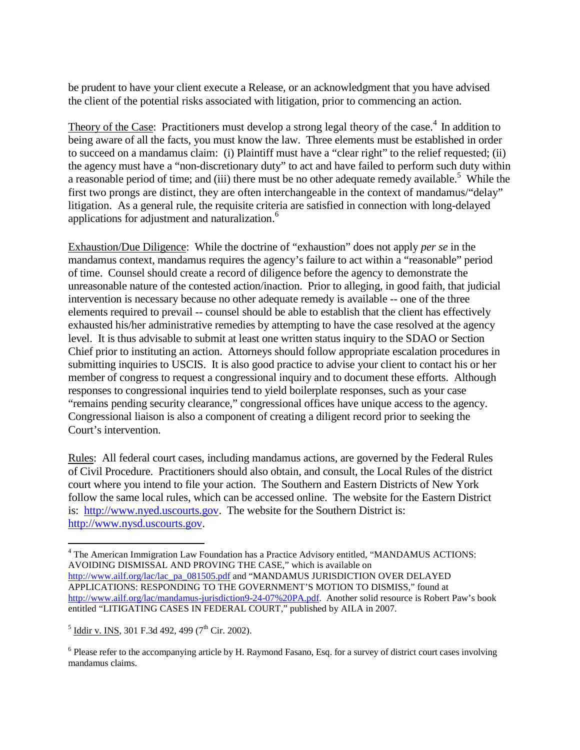be prudent to have your client execute a Release, or an acknowledgment that you have advised the client of the potential risks associated with litigation, prior to commencing an action.

Theory of the Case: Practitioners must develop a strong legal theory of the case.[4] In addition to being aware of all the facts, you must know the law. Three elements must be established in order to succeed on a mandamus claim: (i) Plaintiff must have a "clear right" to the relief requested; (ii) the agency must have a "non-discretionary duty" to act and have failed to perform such duty within a reasonable period of time; and (iii) there must be no other adequate remedy available.[5] While the first two prongs are distinct, they are often interchangeable in the context of mandamus/"delay" litigation. As a general rule, the requisite criteria are satisfied in connection with long-delayed applications for adjustment and naturalization.[6]

Exhaustion/Due Diligence: While the doctrine of "exhaustion" does not apply *per se* in the mandamus context, mandamus requires the agency's failure to act within a "reasonable" period of time. Counsel should create a record of diligence before the agency to demonstrate the unreasonable nature of the contested action/inaction. Prior to alleging, in good faith, that judicial intervention is necessary because no other adequate remedy is available -- one of the three elements required to prevail -- counsel should be able to establish that the client has effectively exhausted his/her administrative remedies by attempting to have the case resolved at the agency level. It is thus advisable to submit at least one written status inquiry to the SDAO or Section Chief prior to instituting an action. Attorneys should follow appropriate escalation procedures in submitting inquiries to USCIS. It is also good practice to advise your client to contact his or her member of congress to request a congressional inquiry and to document these efforts. Although responses to congressional inquiries tend to yield boilerplate responses, such as your case "remains pending security clearance," congressional offices have unique access to the agency. Congressional liaison is also a component of creating a diligent record prior to seeking the Court's intervention.

Rules: All federal court cases, including mandamus actions, are governed by the Federal Rules of Civil Procedure. Practitioners should also obtain, and consult, the Local Rules of the district court where you intend to file your action. The Southern and Eastern Districts of New York follow the same local rules, which can be accessed online. The website for the Eastern District is: http://www.nyed.uscourts.gov. The website for the Southern District is: http://www.nysd.uscourts.gov.

---

[4] The American Immigration Law Foundation has a Practice Advisory entitled, "MANDAMUS ACTIONS: AVOIDING DISMISSAL AND PROVING THE CASE," which is available on http://www.ailf.org/lac/lac_pa_081505.pdf and "MANDAMUS JURISDICTION OVER DELAYED APPLICATIONS: RESPONDING TO THE GOVERNMENT'S MOTION TO DISMISS," found at http://www.ailf.org/lac/mandamus-jurisdiction9-24-07%20PA.pdf. Another solid resource is Robert Paw's book entitled "LITIGATING CASES IN FEDERAL COURT," published by AILA in 2007.

[5] Iddir v. INS, 301 F.3d 492, 499 (7th Cir. 2002).

[6] Please refer to the accompanying article by H. Raymond Fasano, Esq. for a survey of district court cases involving mandamus claims.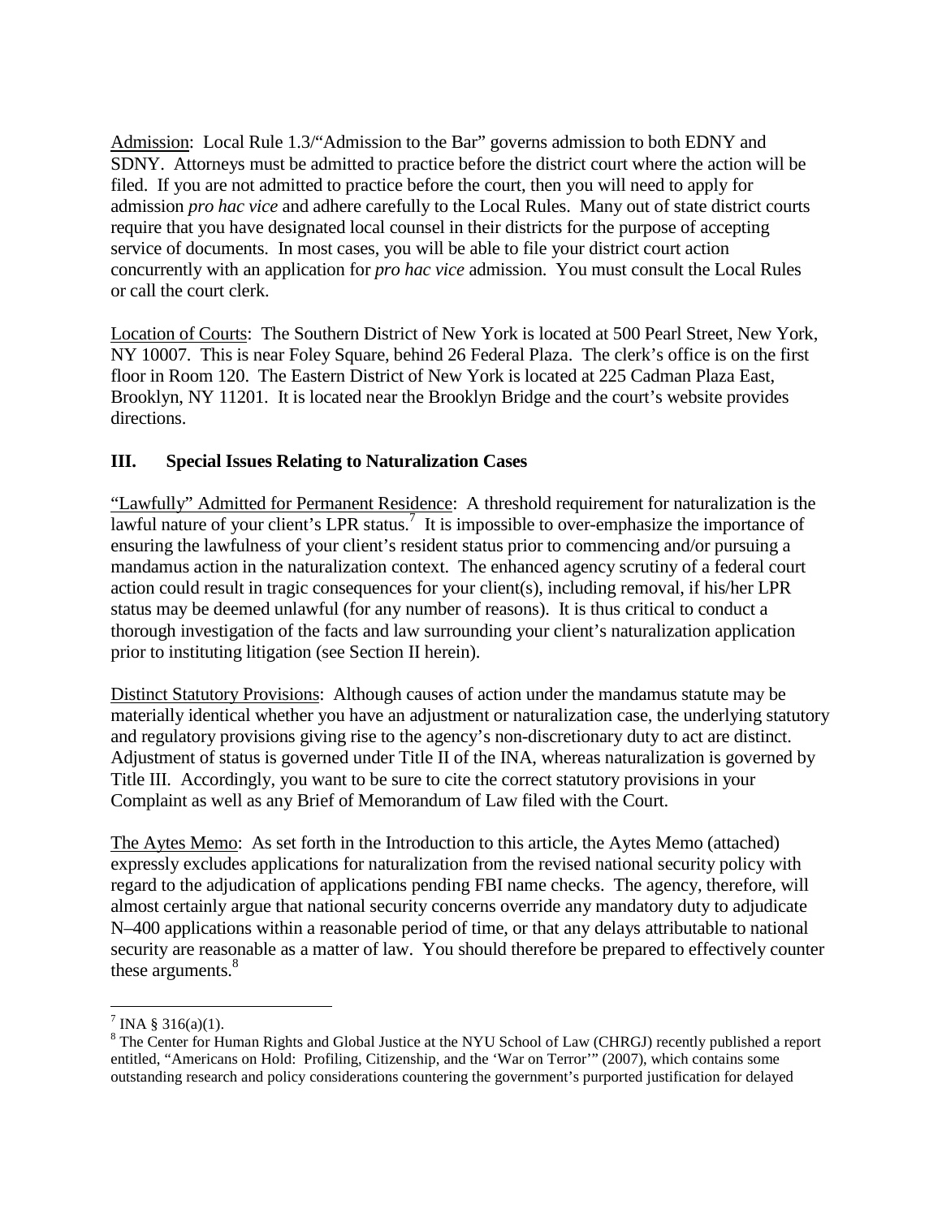Admission: Local Rule 1.3/"Admission to the Bar" governs admission to both EDNY and SDNY. Attorneys must be admitted to practice before the district court where the action will be filed. If you are not admitted to practice before the court, then you will need to apply for admission *pro hac vice* and adhere carefully to the Local Rules. Many out of state district courts require that you have designated local counsel in their districts for the purpose of accepting service of documents. In most cases, you will be able to file your district court action concurrently with an application for *pro hac vice* admission. You must consult the Local Rules or call the court clerk.

Location of Courts: The Southern District of New York is located at 500 Pearl Street, New York, NY 10007. This is near Foley Square, behind 26 Federal Plaza. The clerk's office is on the first floor in Room 120. The Eastern District of New York is located at 225 Cadman Plaza East, Brooklyn, NY 11201. It is located near the Brooklyn Bridge and the court's website provides directions.

## III. Special Issues Relating to Naturalization Cases

"Lawfully" Admitted for Permanent Residence: A threshold requirement for naturalization is the lawful nature of your client's LPR status.[7] It is impossible to over-emphasize the importance of ensuring the lawfulness of your client's resident status prior to commencing and/or pursuing a mandamus action in the naturalization context. The enhanced agency scrutiny of a federal court action could result in tragic consequences for your client(s), including removal, if his/her LPR status may be deemed unlawful (for any number of reasons). It is thus critical to conduct a thorough investigation of the facts and law surrounding your client's naturalization application prior to instituting litigation (see Section II herein).

Distinct Statutory Provisions: Although causes of action under the mandamus statute may be materially identical whether you have an adjustment or naturalization case, the underlying statutory and regulatory provisions giving rise to the agency's non-discretionary duty to act are distinct. Adjustment of status is governed under Title II of the INA, whereas naturalization is governed by Title III. Accordingly, you want to be sure to cite the correct statutory provisions in your Complaint as well as any Brief of Memorandum of Law filed with the Court.

The Aytes Memo: As set forth in the Introduction to this article, the Aytes Memo (attached) expressly excludes applications for naturalization from the revised national security policy with regard to the adjudication of applications pending FBI name checks. The agency, therefore, will almost certainly argue that national security concerns override any mandatory duty to adjudicate N–400 applications within a reasonable period of time, or that any delays attributable to national security are reasonable as a matter of law. You should therefore be prepared to effectively counter these arguments.[8]

---

[7] INA § 316(a)(1).

[8] The Center for Human Rights and Global Justice at the NYU School of Law (CHRGJ) recently published a report entitled, "Americans on Hold: Profiling, Citizenship, and the 'War on Terror'" (2007), which contains some outstanding research and policy considerations countering the government's purported justification for delayed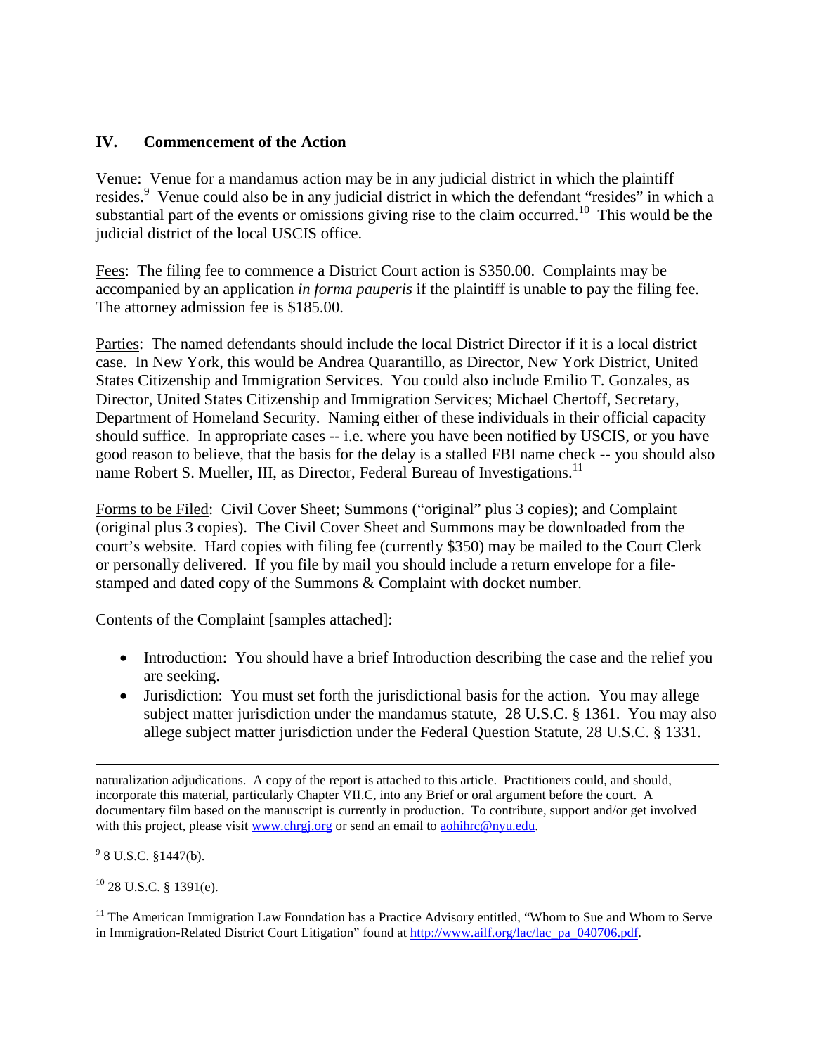## IV. Commencement of the Action

Venue: Venue for a mandamus action may be in any judicial district in which the plaintiff resides.[9] Venue could also be in any judicial district in which the defendant "resides" in which a substantial part of the events or omissions giving rise to the claim occurred.[10] This would be the judicial district of the local USCIS office.

Fees: The filing fee to commence a District Court action is $350.00. Complaints may be accompanied by an application *in forma pauperis* if the plaintiff is unable to pay the filing fee. The attorney admission fee is $185.00.

Parties: The named defendants should include the local District Director if it is a local district case. In New York, this would be Andrea Quarantillo, as Director, New York District, United States Citizenship and Immigration Services. You could also include Emilio T. Gonzales, as Director, United States Citizenship and Immigration Services; Michael Chertoff, Secretary, Department of Homeland Security. Naming either of these individuals in their official capacity should suffice. In appropriate cases -- i.e. where you have been notified by USCIS, or you have good reason to believe, that the basis for the delay is a stalled FBI name check -- you should also name Robert S. Mueller, III, as Director, Federal Bureau of Investigations.[11]

Forms to be Filed: Civil Cover Sheet; Summons ("original" plus 3 copies); and Complaint (original plus 3 copies). The Civil Cover Sheet and Summons may be downloaded from the court's website. Hard copies with filing fee (currently $350) may be mailed to the Court Clerk or personally delivered. If you file by mail you should include a return envelope for a file-stamped and dated copy of the Summons & Complaint with docket number.

Contents of the Complaint [samples attached]:

- Introduction: You should have a brief Introduction describing the case and the relief you are seeking.
- Jurisdiction: You must set forth the jurisdictional basis for the action. You may allege subject matter jurisdiction under the mandamus statute, 28 U.S.C. § 1361. You may also allege subject matter jurisdiction under the Federal Question Statute, 28 U.S.C. § 1331.

---

naturalization adjudications. A copy of the report is attached to this article. Practitioners could, and should, incorporate this material, particularly Chapter VII.C, into any Brief or oral argument before the court. A documentary film based on the manuscript is currently in production. To contribute, support and/or get involved with this project, please visit www.chrgj.org or send an email to aohihrc@nyu.edu.

[9] 8 U.S.C. §1447(b).

[10] 28 U.S.C. § 1391(e).

[11] The American Immigration Law Foundation has a Practice Advisory entitled, "Whom to Sue and Whom to Serve in Immigration-Related District Court Litigation" found at http://www.ailf.org/lac/lac_pa_040706.pdf.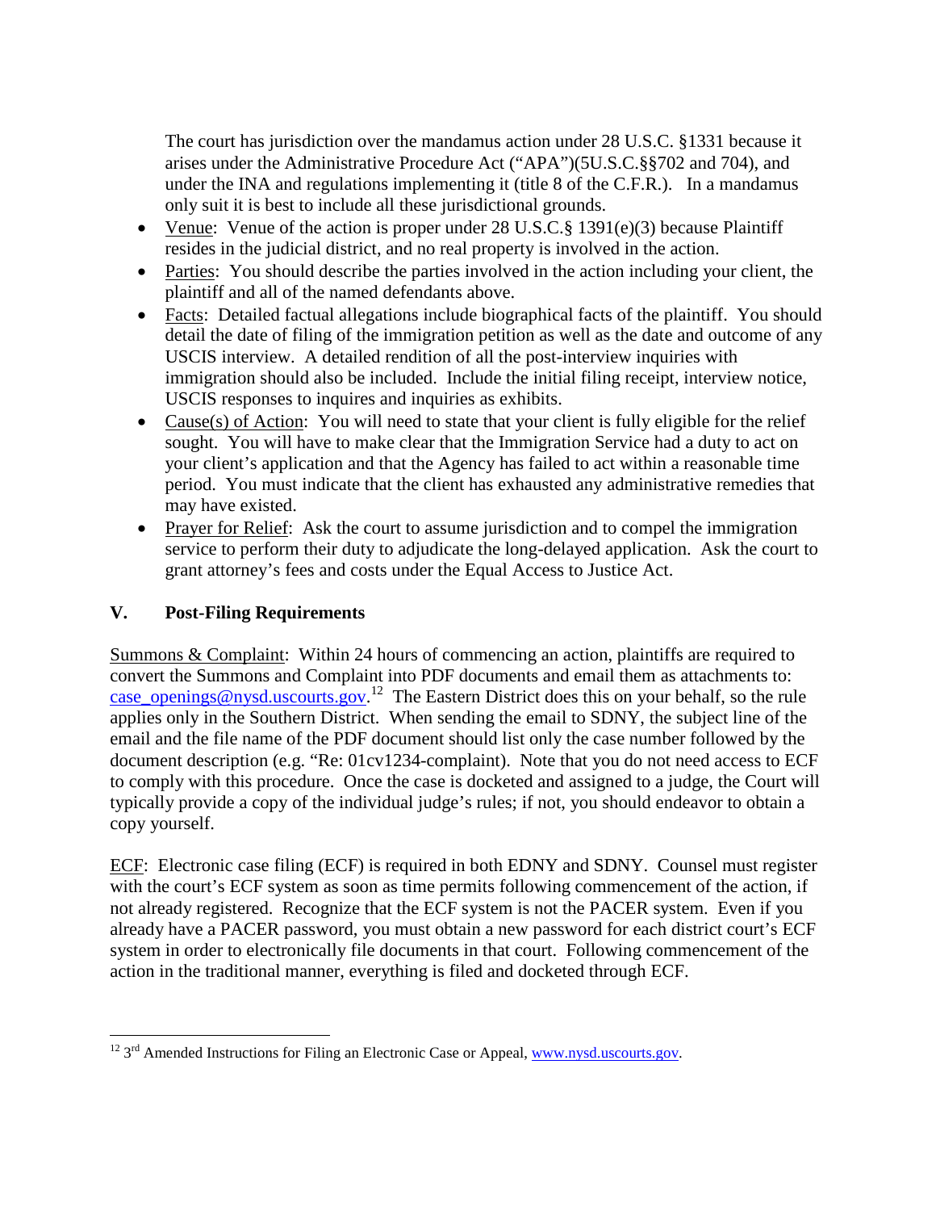The court has jurisdiction over the mandamus action under 28 U.S.C. §1331 because it arises under the Administrative Procedure Act ("APA")(5U.S.C.§§702 and 704), and under the INA and regulations implementing it (title 8 of the C.F.R.). In a mandamus only suit it is best to include all these jurisdictional grounds.

- Venue: Venue of the action is proper under 28 U.S.C.§ 1391(e)(3) because Plaintiff resides in the judicial district, and no real property is involved in the action.
- Parties: You should describe the parties involved in the action including your client, the plaintiff and all of the named defendants above.
- Facts: Detailed factual allegations include biographical facts of the plaintiff. You should detail the date of filing of the immigration petition as well as the date and outcome of any USCIS interview. A detailed rendition of all the post-interview inquiries with immigration should also be included. Include the initial filing receipt, interview notice, USCIS responses to inquires and inquiries as exhibits.
- Cause(s) of Action: You will need to state that your client is fully eligible for the relief sought. You will have to make clear that the Immigration Service had a duty to act on your client's application and that the Agency has failed to act within a reasonable time period. You must indicate that the client has exhausted any administrative remedies that may have existed.
- Prayer for Relief: Ask the court to assume jurisdiction and to compel the immigration service to perform their duty to adjudicate the long-delayed application. Ask the court to grant attorney's fees and costs under the Equal Access to Justice Act.

## V. Post-Filing Requirements

Summons & Complaint: Within 24 hours of commencing an action, plaintiffs are required to convert the Summons and Complaint into PDF documents and email them as attachments to: case_openings@nysd.uscourts.gov.[12] The Eastern District does this on your behalf, so the rule applies only in the Southern District. When sending the email to SDNY, the subject line of the email and the file name of the PDF document should list only the case number followed by the document description (e.g. "Re: 01cv1234-complaint). Note that you do not need access to ECF to comply with this procedure. Once the case is docketed and assigned to a judge, the Court will typically provide a copy of the individual judge's rules; if not, you should endeavor to obtain a copy yourself.

ECF: Electronic case filing (ECF) is required in both EDNY and SDNY. Counsel must register with the court's ECF system as soon as time permits following commencement of the action, if not already registered. Recognize that the ECF system is not the PACER system. Even if you already have a PACER password, you must obtain a new password for each district court's ECF system in order to electronically file documents in that court. Following commencement of the action in the traditional manner, everything is filed and docketed through ECF.

---

[12] 3rd Amended Instructions for Filing an Electronic Case or Appeal, www.nysd.uscourts.gov.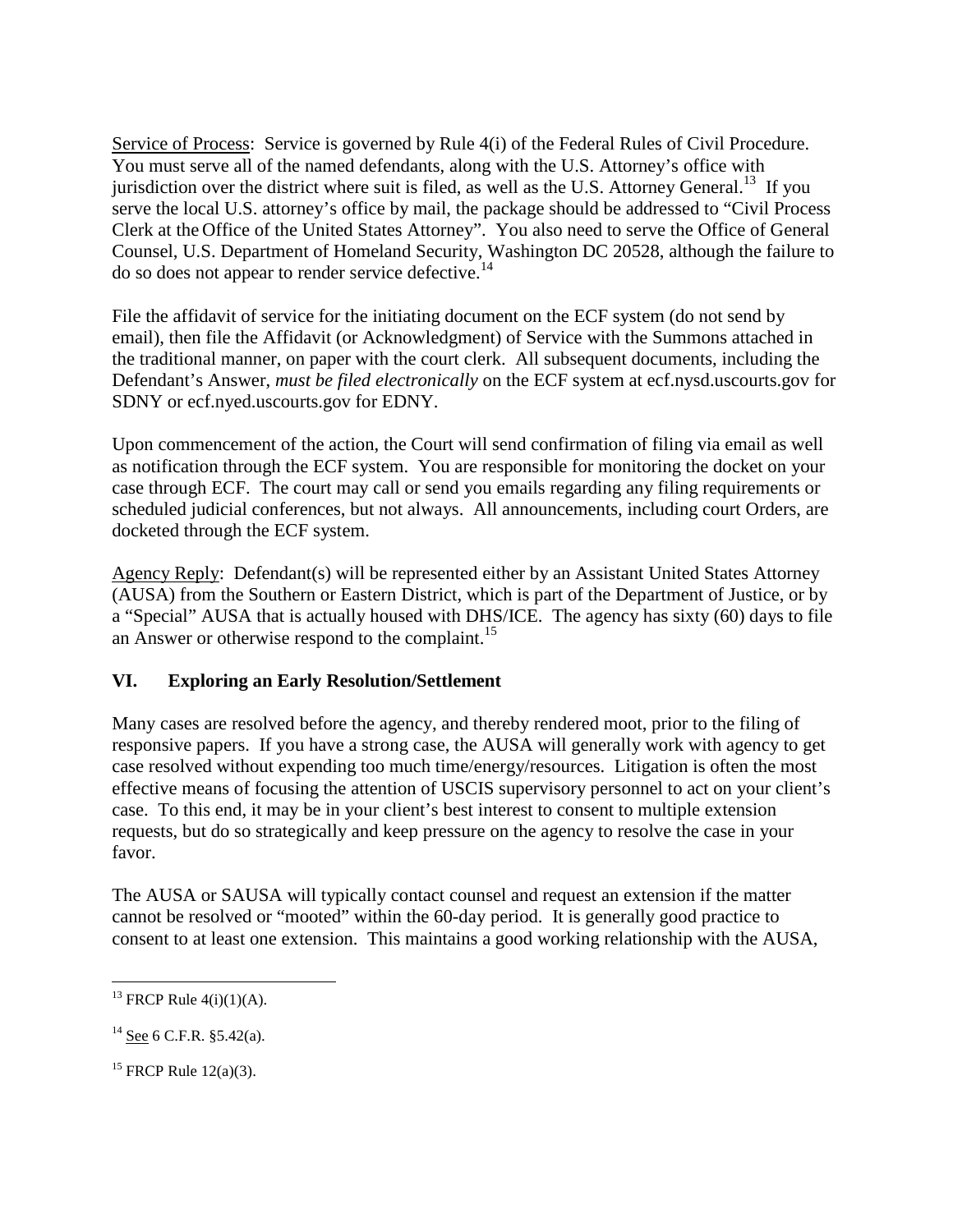Service of Process: Service is governed by Rule 4(i) of the Federal Rules of Civil Procedure. You must serve all of the named defendants, along with the U.S. Attorney's office with jurisdiction over the district where suit is filed, as well as the U.S. Attorney General.[13] If you serve the local U.S. attorney's office by mail, the package should be addressed to "Civil Process Clerk at the Office of the United States Attorney". You also need to serve the Office of General Counsel, U.S. Department of Homeland Security, Washington DC 20528, although the failure to do so does not appear to render service defective.[14]

File the affidavit of service for the initiating document on the ECF system (do not send by email), then file the Affidavit (or Acknowledgment) of Service with the Summons attached in the traditional manner, on paper with the court clerk. All subsequent documents, including the Defendant's Answer, *must be filed electronically* on the ECF system at ecf.nysd.uscourts.gov for SDNY or ecf.nyed.uscourts.gov for EDNY.

Upon commencement of the action, the Court will send confirmation of filing via email as well as notification through the ECF system. You are responsible for monitoring the docket on your case through ECF. The court may call or send you emails regarding any filing requirements or scheduled judicial conferences, but not always. All announcements, including court Orders, are docketed through the ECF system.

Agency Reply: Defendant(s) will be represented either by an Assistant United States Attorney (AUSA) from the Southern or Eastern District, which is part of the Department of Justice, or by a "Special" AUSA that is actually housed with DHS/ICE. The agency has sixty (60) days to file an Answer or otherwise respond to the complaint.[15]

## VI. Exploring an Early Resolution/Settlement

Many cases are resolved before the agency, and thereby rendered moot, prior to the filing of responsive papers. If you have a strong case, the AUSA will generally work with agency to get case resolved without expending too much time/energy/resources. Litigation is often the most effective means of focusing the attention of USCIS supervisory personnel to act on your client's case. To this end, it may be in your client's best interest to consent to multiple extension requests, but do so strategically and keep pressure on the agency to resolve the case in your favor.

The AUSA or SAUSA will typically contact counsel and request an extension if the matter cannot be resolved or "mooted" within the 60-day period. It is generally good practice to consent to at least one extension. This maintains a good working relationship with the AUSA,

---

[13] FRCP Rule 4(i)(1)(A).

[14] See 6 C.F.R. §5.42(a).

[15] FRCP Rule 12(a)(3).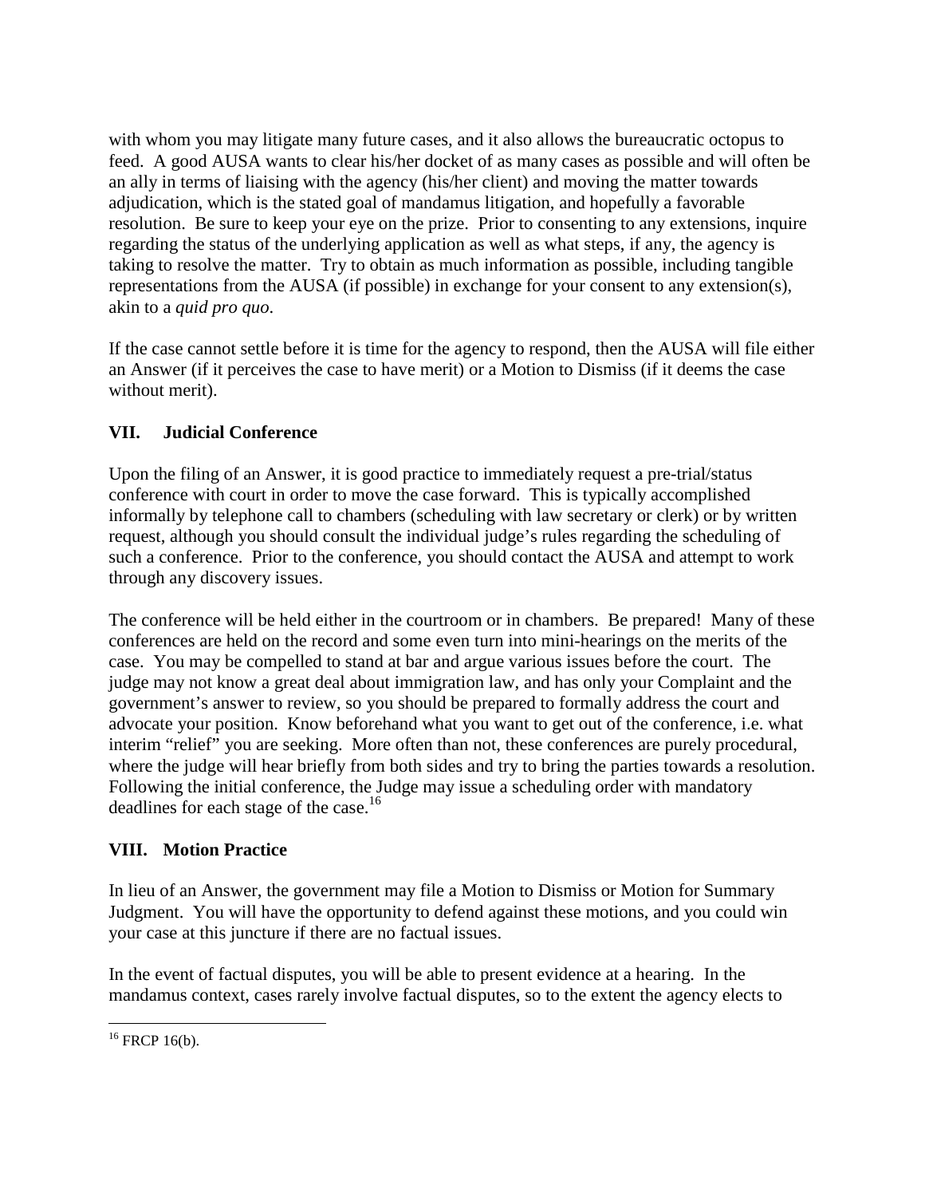with whom you may litigate many future cases, and it also allows the bureaucratic octopus to feed. A good AUSA wants to clear his/her docket of as many cases as possible and will often be an ally in terms of liaising with the agency (his/her client) and moving the matter towards adjudication, which is the stated goal of mandamus litigation, and hopefully a favorable resolution. Be sure to keep your eye on the prize. Prior to consenting to any extensions, inquire regarding the status of the underlying application as well as what steps, if any, the agency is taking to resolve the matter. Try to obtain as much information as possible, including tangible representations from the AUSA (if possible) in exchange for your consent to any extension(s), akin to a *quid pro quo*.

If the case cannot settle before it is time for the agency to respond, then the AUSA will file either an Answer (if it perceives the case to have merit) or a Motion to Dismiss (if it deems the case without merit).

## VII. Judicial Conference

Upon the filing of an Answer, it is good practice to immediately request a pre-trial/status conference with court in order to move the case forward. This is typically accomplished informally by telephone call to chambers (scheduling with law secretary or clerk) or by written request, although you should consult the individual judge's rules regarding the scheduling of such a conference. Prior to the conference, you should contact the AUSA and attempt to work through any discovery issues.

The conference will be held either in the courtroom or in chambers. Be prepared! Many of these conferences are held on the record and some even turn into mini-hearings on the merits of the case. You may be compelled to stand at bar and argue various issues before the court. The judge may not know a great deal about immigration law, and has only your Complaint and the government's answer to review, so you should be prepared to formally address the court and advocate your position. Know beforehand what you want to get out of the conference, i.e. what interim "relief" you are seeking. More often than not, these conferences are purely procedural, where the judge will hear briefly from both sides and try to bring the parties towards a resolution. Following the initial conference, the Judge may issue a scheduling order with mandatory deadlines for each stage of the case.[16]

## VIII. Motion Practice

In lieu of an Answer, the government may file a Motion to Dismiss or Motion for Summary Judgment. You will have the opportunity to defend against these motions, and you could win your case at this juncture if there are no factual issues.

In the event of factual disputes, you will be able to present evidence at a hearing. In the mandamus context, cases rarely involve factual disputes, so to the extent the agency elects to

---

[16] FRCP 16(b).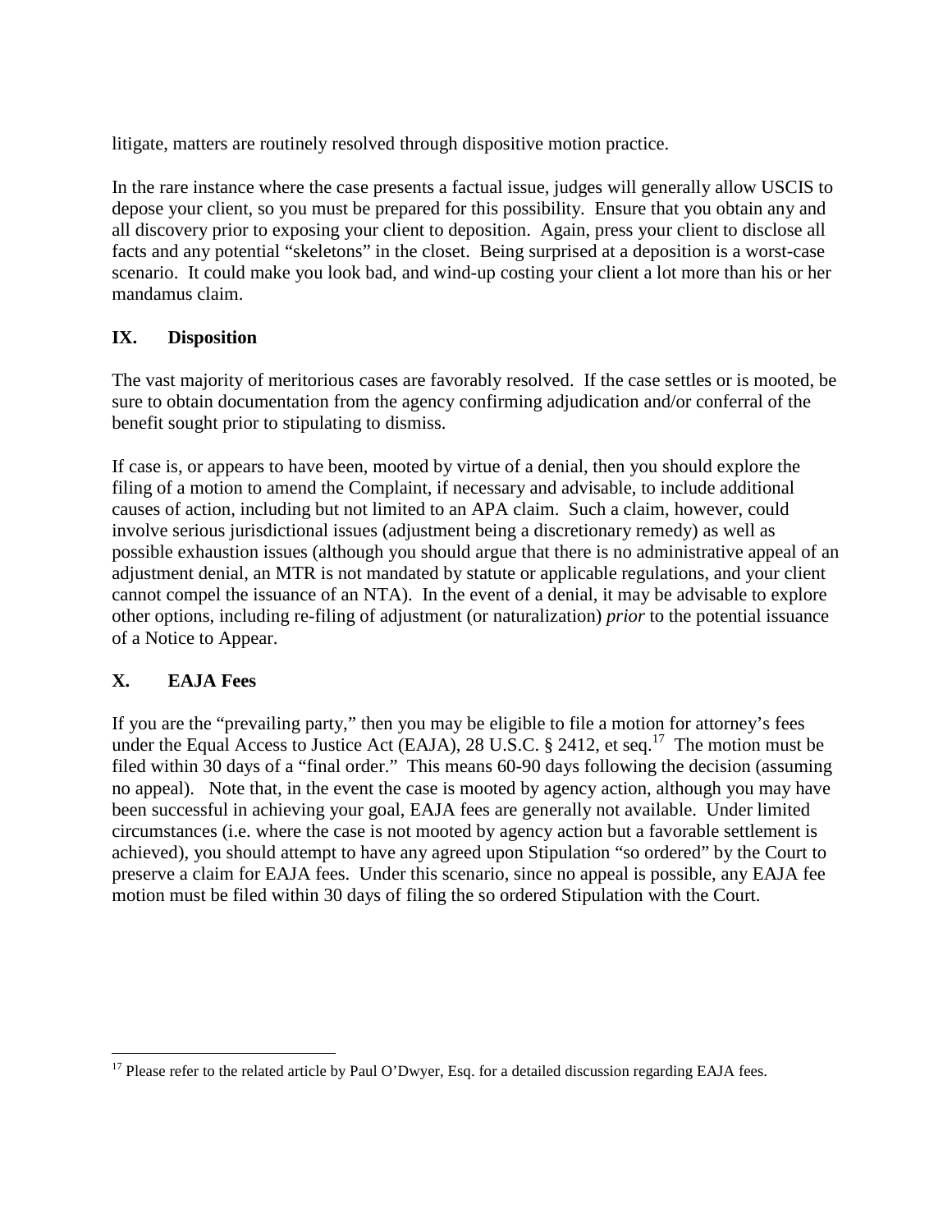litigate, matters are routinely resolved through dispositive motion practice.

In the rare instance where the case presents a factual issue, judges will generally allow USCIS to depose your client, so you must be prepared for this possibility. Ensure that you obtain any and all discovery prior to exposing your client to deposition. Again, press your client to disclose all facts and any potential "skeletons" in the closet. Being surprised at a deposition is a worst-case scenario. It could make you look bad, and wind-up costing your client a lot more than his or her mandamus claim.

## IX. Disposition

The vast majority of meritorious cases are favorably resolved. If the case settles or is mooted, be sure to obtain documentation from the agency confirming adjudication and/or conferral of the benefit sought prior to stipulating to dismiss.

If case is, or appears to have been, mooted by virtue of a denial, then you should explore the filing of a motion to amend the Complaint, if necessary and advisable, to include additional causes of action, including but not limited to an APA claim. Such a claim, however, could involve serious jurisdictional issues (adjustment being a discretionary remedy) as well as possible exhaustion issues (although you should argue that there is no administrative appeal of an adjustment denial, an MTR is not mandated by statute or applicable regulations, and your client cannot compel the issuance of an NTA). In the event of a denial, it may be advisable to explore other options, including re-filing of adjustment (or naturalization) *prior* to the potential issuance of a Notice to Appear.

## X. EAJA Fees

If you are the "prevailing party," then you may be eligible to file a motion for attorney's fees under the Equal Access to Justice Act (EAJA), 28 U.S.C. § 2412, et seq.[17] The motion must be filed within 30 days of a "final order." This means 60-90 days following the decision (assuming no appeal). Note that, in the event the case is mooted by agency action, although you may have been successful in achieving your goal, EAJA fees are generally not available. Under limited circumstances (i.e. where the case is not mooted by agency action but a favorable settlement is achieved), you should attempt to have any agreed upon Stipulation "so ordered" by the Court to preserve a claim for EAJA fees. Under this scenario, since no appeal is possible, any EAJA fee motion must be filed within 30 days of filing the so ordered Stipulation with the Court.

---

[17] Please refer to the related article by Paul O'Dwyer, Esq. for a detailed discussion regarding EAJA fees.